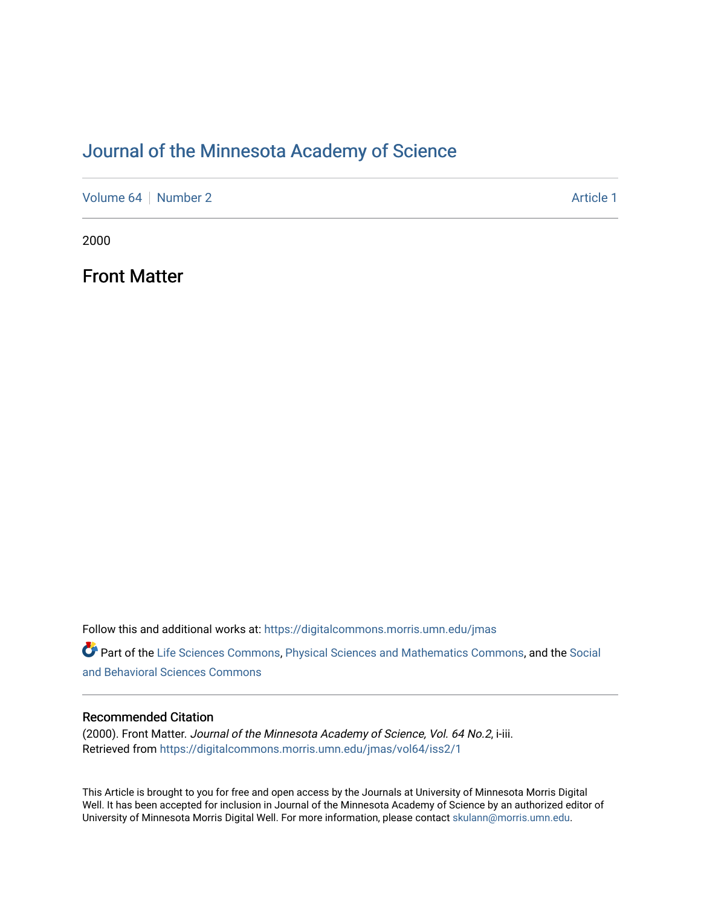# Journal of the Minnesota Academy of Science

Volume 64 | Number 2 Article 1

2000

## Front Matter

Follow this and additional works at: https://digitalcommons.morris.umn.edu/jmas

Part of the Life Sciences Commons, Physical Sciences and Mathematics Commons, and the Social and Behavioral Sciences Commons

### Recommended Citation

(2000). Front Matter. *Journal of the Minnesota Academy of Science, Vol. 64 No.2*, i-iii.
Retrieved from https://digitalcommons.morris.umn.edu/jmas/vol64/iss2/1

This Article is brought to you for free and open access by the Journals at University of Minnesota Morris Digital Well. It has been accepted for inclusion in Journal of the Minnesota Academy of Science by an authorized editor of University of Minnesota Morris Digital Well. For more information, please contact skulann@morris.umn.edu.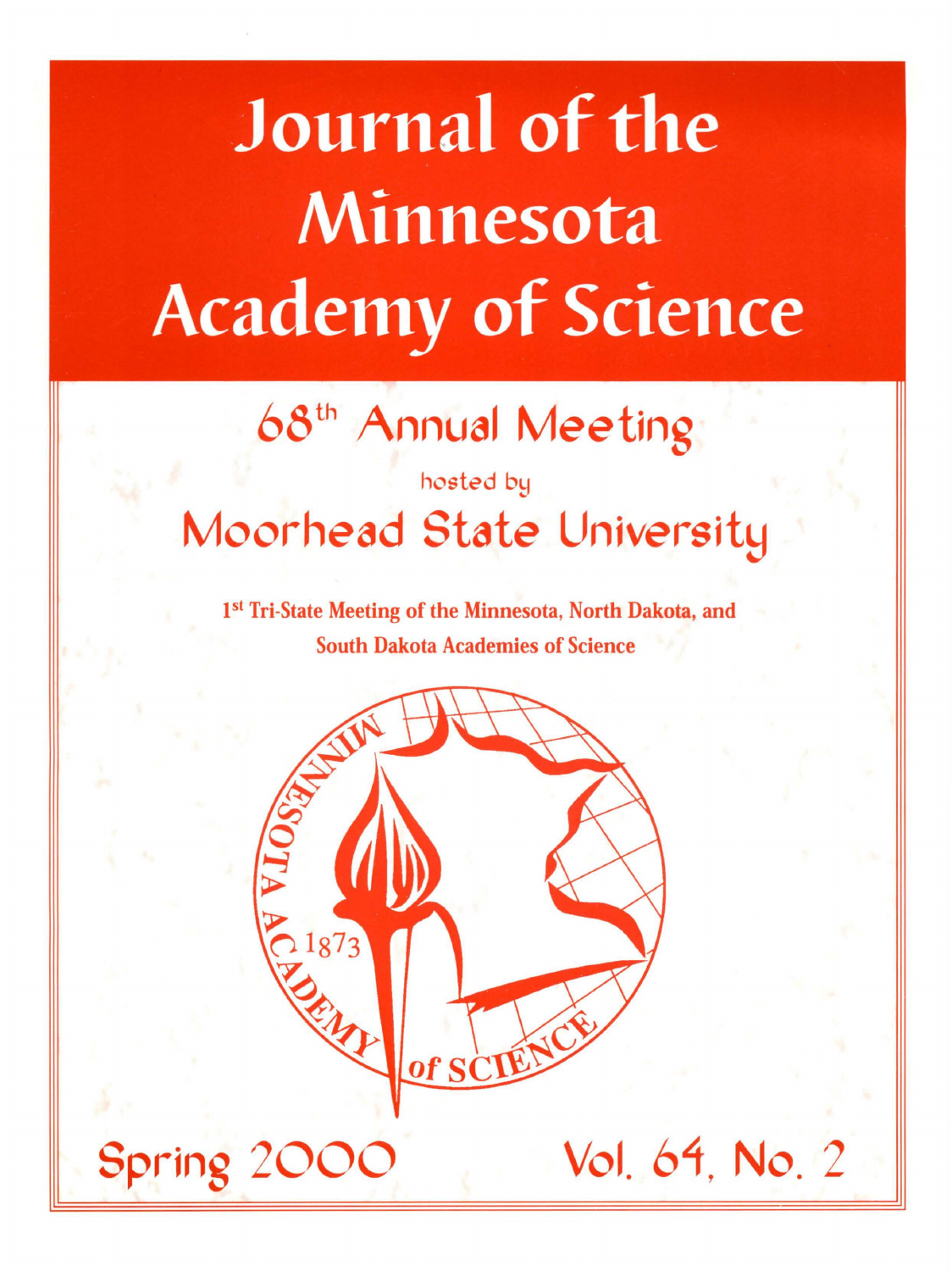# Journal of the Minnesota Academy of Science

## 68th Annual Meeting

hosted by

## Moorhead State University

**1st Tri-State Meeting of the Minnesota, North Dakota, and South Dakota Academies of Science**

MINNESOTA ACADEMY of SCIENCE 1873

Spring 2000

Vol. 64, No. 2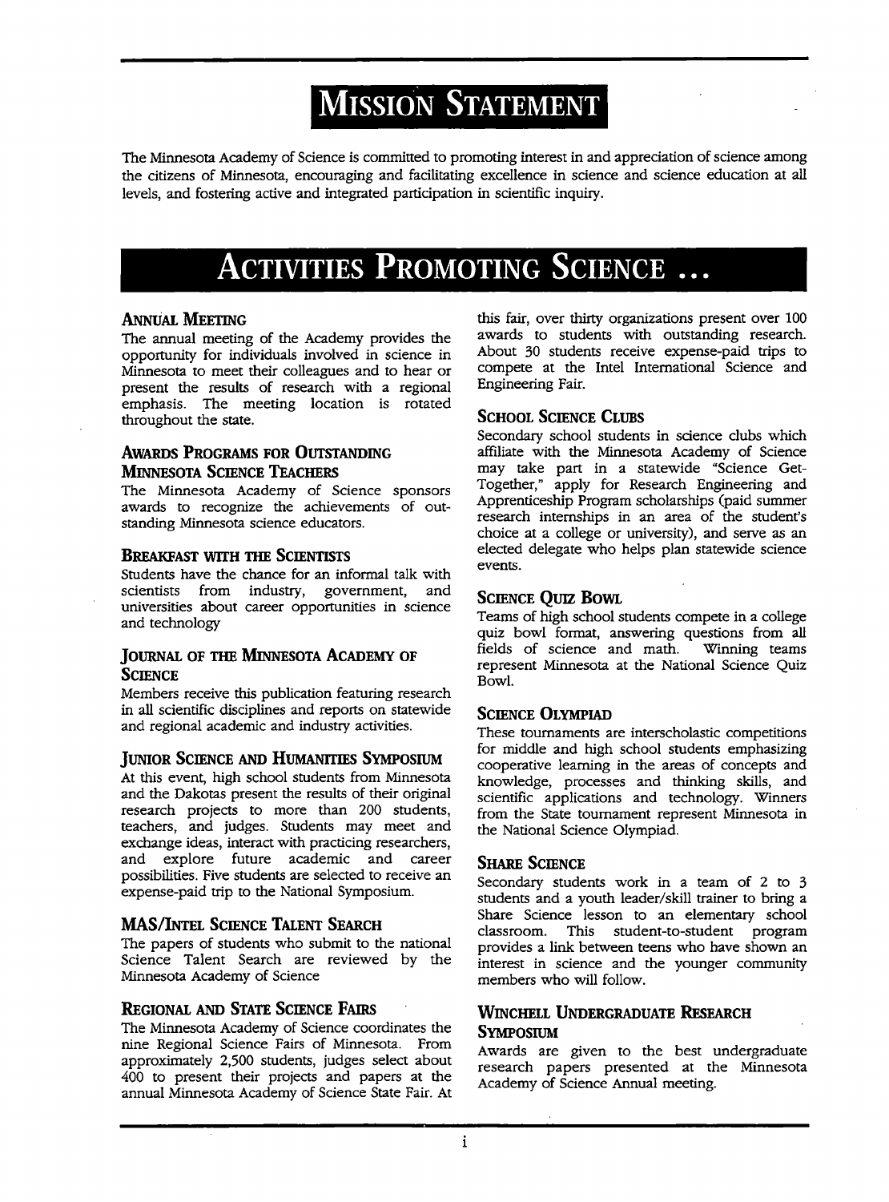# Mission Statement

The Minnesota Academy of Science is committed to promoting interest in and appreciation of science among the citizens of Minnesota, encouraging and facilitating excellence in science and science education at all levels, and fostering active and integrated participation in scientific inquiry.

# Activities Promoting Science ...

### Annual Meeting

The annual meeting of the Academy provides the opportunity for individuals involved in science in Minnesota to meet their colleagues and to hear or present the results of research with a regional emphasis. The meeting location is rotated throughout the state.

### Awards Programs for Outstanding Minnesota Science Teachers

The Minnesota Academy of Science sponsors awards to recognize the achievements of outstanding Minnesota science educators.

### Breakfast with the Scientists

Students have the chance for an informal talk with scientists from industry, government, and universities about career opportunities in science and technology

### Journal of the Minnesota Academy of Science

Members receive this publication featuring research in all scientific disciplines and reports on statewide and regional academic and industry activities.

### Junior Science and Humanities Symposium

At this event, high school students from Minnesota and the Dakotas present the results of their original research projects to more than 200 students, teachers, and judges. Students may meet and exchange ideas, interact with practicing researchers, and explore future academic and career possibilities. Five students are selected to receive an expense-paid trip to the National Symposium.

### MAS/Intel Science Talent Search

The papers of students who submit to the national Science Talent Search are reviewed by the Minnesota Academy of Science

### Regional and State Science Fairs

The Minnesota Academy of Science coordinates the nine Regional Science Fairs of Minnesota. From approximately 2,500 students, judges select about 400 to present their projects and papers at the annual Minnesota Academy of Science State Fair. At this fair, over thirty organizations present over 100 awards to students with outstanding research. About 30 students receive expense-paid trips to compete at the Intel International Science and Engineering Fair.

### School Science Clubs

Secondary school students in science clubs which affiliate with the Minnesota Academy of Science may take part in a statewide "Science Get-Together," apply for Research Engineering and Apprenticeship Program scholarships (paid summer research internships in an area of the student's choice at a college or university), and serve as an elected delegate who helps plan statewide science events.

### Science Quiz Bowl

Teams of high school students compete in a college quiz bowl format, answering questions from all fields of science and math. Winning teams represent Minnesota at the National Science Quiz Bowl.

### Science Olympiad

These tournaments are interscholastic competitions for middle and high school students emphasizing cooperative learning in the areas of concepts and knowledge, processes and thinking skills, and scientific applications and technology. Winners from the State tournament represent Minnesota in the National Science Olympiad.

### Share Science

Secondary students work in a team of 2 to 3 students and a youth leader/skill trainer to bring a Share Science lesson to an elementary school classroom. This student-to-student program provides a link between teens who have shown an interest in science and the younger community members who will follow.

### Winchell Undergraduate Research Symposium

Awards are given to the best undergraduate research papers presented at the Minnesota Academy of Science Annual meeting.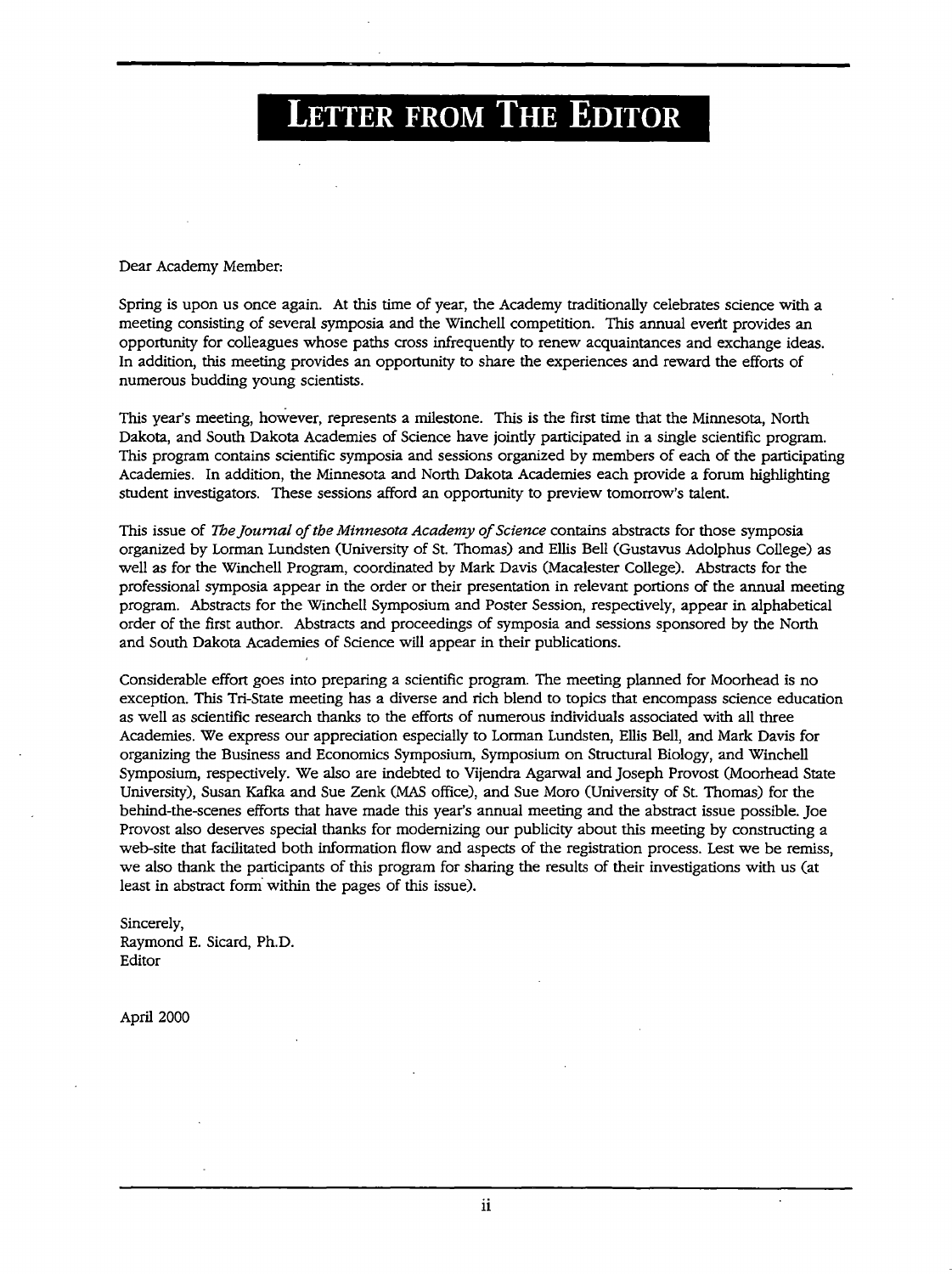# LETTER FROM THE EDITOR

Dear Academy Member:

Spring is upon us once again. At this time of year, the Academy traditionally celebrates science with a meeting consisting of several symposia and the Winchell competition. This annual event provides an opportunity for colleagues whose paths cross infrequently to renew acquaintances and exchange ideas. In addition, this meeting provides an opportunity to share the experiences and reward the efforts of numerous budding young scientists.

This year's meeting, however, represents a milestone. This is the first time that the Minnesota, North Dakota, and South Dakota Academies of Science have jointly participated in a single scientific program. This program contains scientific symposia and sessions organized by members of each of the participating Academies. In addition, the Minnesota and North Dakota Academies each provide a forum highlighting student investigators. These sessions afford an opportunity to preview tomorrow's talent.

This issue of *The Journal of the Minnesota Academy of Science* contains abstracts for those symposia organized by Lorman Lundsten (University of St. Thomas) and Ellis Bell (Gustavus Adolphus College) as well as for the Winchell Program, coordinated by Mark Davis (Macalester College). Abstracts for the professional symposia appear in the order or their presentation in relevant portions of the annual meeting program. Abstracts for the Winchell Symposium and Poster Session, respectively, appear in alphabetical order of the first author. Abstracts and proceedings of symposia and sessions sponsored by the North and South Dakota Academies of Science will appear in their publications.

Considerable effort goes into preparing a scientific program. The meeting planned for Moorhead is no exception. This Tri-State meeting has a diverse and rich blend to topics that encompass science education as well as scientific research thanks to the efforts of numerous individuals associated with all three Academies. We express our appreciation especially to Lorman Lundsten, Ellis Bell, and Mark Davis for organizing the Business and Economics Symposium, Symposium on Structural Biology, and Winchell Symposium, respectively. We also are indebted to Vijendra Agarwal and Joseph Provost (Moorhead State University), Susan Kafka and Sue Zenk (MAS office), and Sue Moro (University of St. Thomas) for the behind-the-scenes efforts that have made this year's annual meeting and the abstract issue possible. Joe Provost also deserves special thanks for modernizing our publicity about this meeting by constructing a web-site that facilitated both information flow and aspects of the registration process. Lest we be remiss, we also thank the participants of this program for sharing the results of their investigations with us (at least in abstract form within the pages of this issue).

Sincerely,
Raymond E. Sicard, Ph.D.
Editor

April 2000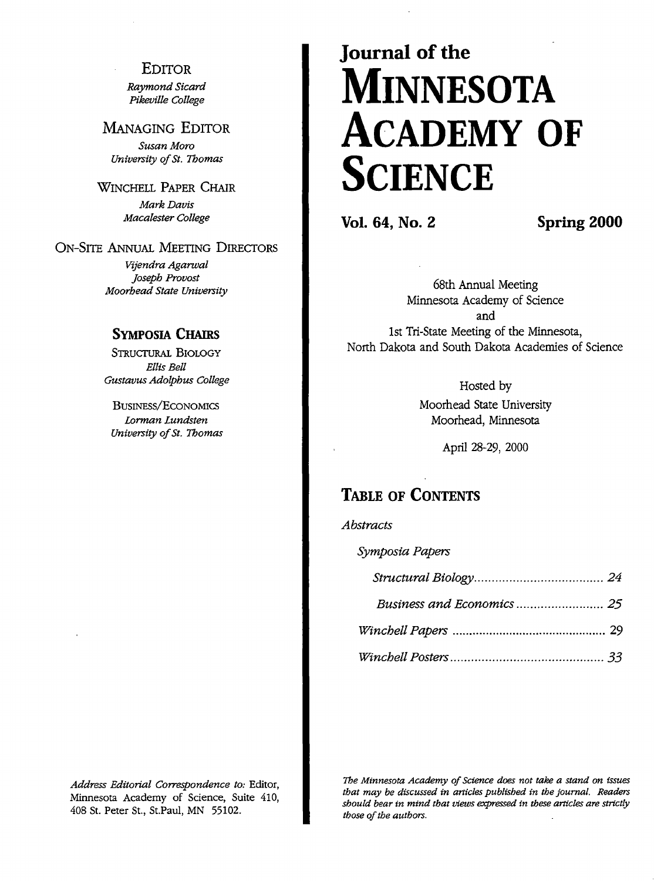**Editor**
*Raymond Sicard*
*Pikeville College*

**Managing Editor**
*Susan Moro*
*University of St. Thomas*

**Winchell Paper Chair**
*Mark Davis*
*Macalester College*

**On-Site Annual Meeting Directors**
*Vijendra Agarwal*
*Joseph Provost*
*Moorhead State University*

**Symposia Chairs**

Structural Biology
*Ellis Bell*
*Gustavus Adolphus College*

Business/Economics
*Lorman Lundsten*
*University of St. Thomas*

*Address Editorial Correspondence to:* Editor, Minnesota Academy of Science, Suite 410, 408 St. Peter St., St.Paul, MN 55102.

# Journal of the MINNESOTA ACADEMY OF SCIENCE

**Vol. 64, No. 2** **Spring 2000**

68th Annual Meeting
Minnesota Academy of Science
and
1st Tri-State Meeting of the Minnesota, North Dakota and South Dakota Academies of Science

Hosted by
Moorhead State University
Moorhead, Minnesota

April 28-29, 2000

## Table of Contents

*Abstracts*

*Symposia Papers*

*Structural Biology* ..................................... 24

*Business and Economics* ......................... 25

*Winchell Papers* ............................................. 29

*Winchell Posters* ............................................ 33

*The Minnesota Academy of Science does not take a stand on issues that may be discussed in articles published in the journal. Readers should bear in mind that views expressed in these articles are strictly those of the authors.*